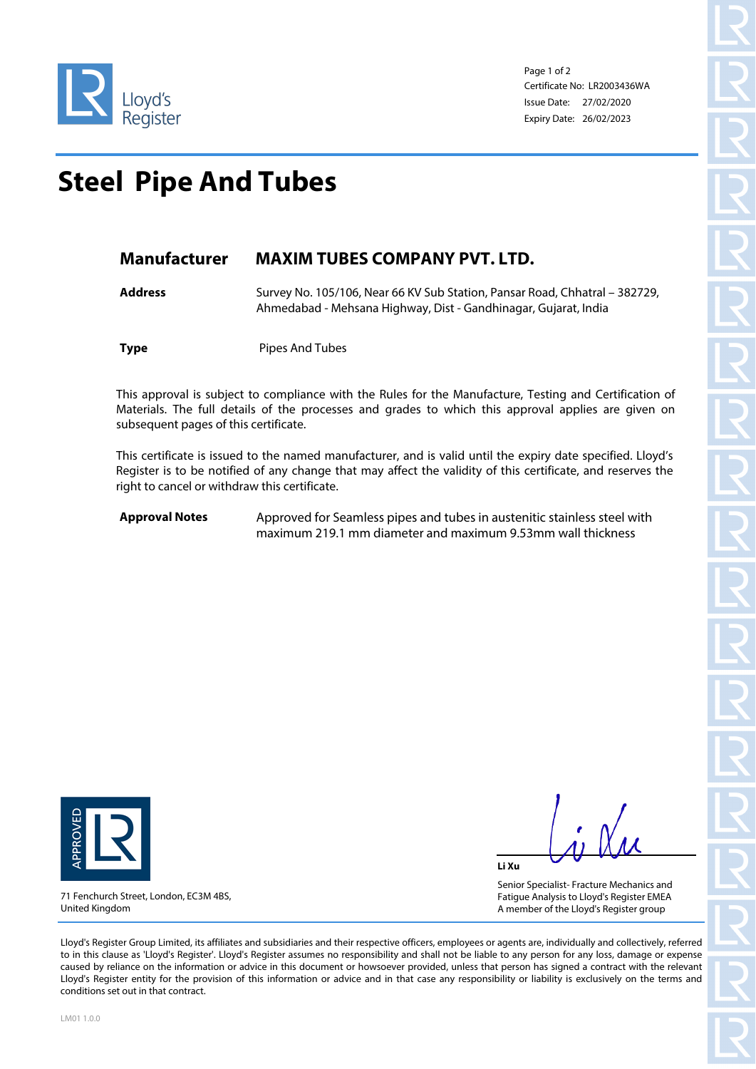Lloyd's Register

Certificate No: LR2003436WA
Issue Date: 27/02/2020
Expiry Date: 26/02/2023

# Steel Pipe And Tubes

## Manufacturer MAXIM TUBES COMPANY PVT. LTD.

**Address** Survey No. 105/106, Near 66 KV Sub Station, Pansar Road, Chhatral – 382729, Ahmedabad - Mehsana Highway, Dist - Gandhinagar, Gujarat, India

**Type** Pipes And Tubes

This approval is subject to compliance with the Rules for the Manufacture, Testing and Certification of Materials. The full details of the processes and grades to which this approval applies are given on subsequent pages of this certificate.

This certificate is issued to the named manufacturer, and is valid until the expiry date specified. Lloyd's Register is to be notified of any change that may affect the validity of this certificate, and reserves the right to cancel or withdraw this certificate.

**Approval Notes** Approved for Seamless pipes and tubes in austenitic stainless steel with maximum 219.1 mm diameter and maximum 9.53mm wall thickness

APPROVED LR

71 Fenchurch Street, London, EC3M 4BS,
United Kingdom

**Li Xu**

Senior Specialist- Fracture Mechanics and Fatigue Analysis to Lloyd's Register EMEA
A member of the Lloyd's Register group

Lloyd's Register Group Limited, its affiliates and subsidiaries and their respective officers, employees or agents are, individually and collectively, referred to in this clause as 'Lloyd's Register'. Lloyd's Register assumes no responsibility and shall not be liable to any person for any loss, damage or expense caused by reliance on the information or advice in this document or howsoever provided, unless that person has signed a contract with the relevant Lloyd's Register entity for the provision of this information or advice and in that case any responsibility or liability is exclusively on the terms and conditions set out in that contract.

LM01 1.0.0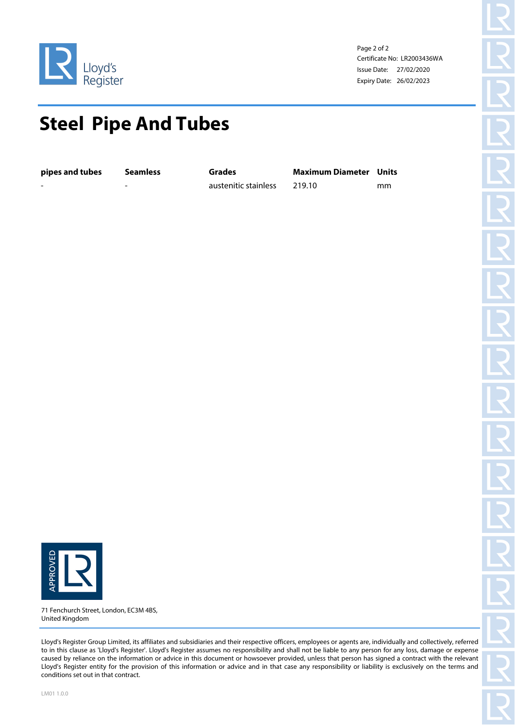Certificate No: LR2003436WA
Issue Date: 27/02/2020
Expiry Date: 26/02/2023

# Steel Pipe And Tubes

| pipes and tubes | Seamless | Grades | Maximum Diameter | Units |
|---|---|---|---|---|
| - | - | austenitic stainless | 219.10 | mm |

71 Fenchurch Street, London, EC3M 4BS,
United Kingdom

Lloyd's Register Group Limited, its affiliates and subsidiaries and their respective officers, employees or agents are, individually and collectively, referred to in this clause as 'Lloyd's Register'. Lloyd's Register assumes no responsibility and shall not be liable to any person for any loss, damage or expense caused by reliance on the information or advice in this document or howsoever provided, unless that person has signed a contract with the relevant Lloyd's Register entity for the provision of this information or advice and in that case any responsibility or liability is exclusively on the terms and conditions set out in that contract.

LM01 1.0.0